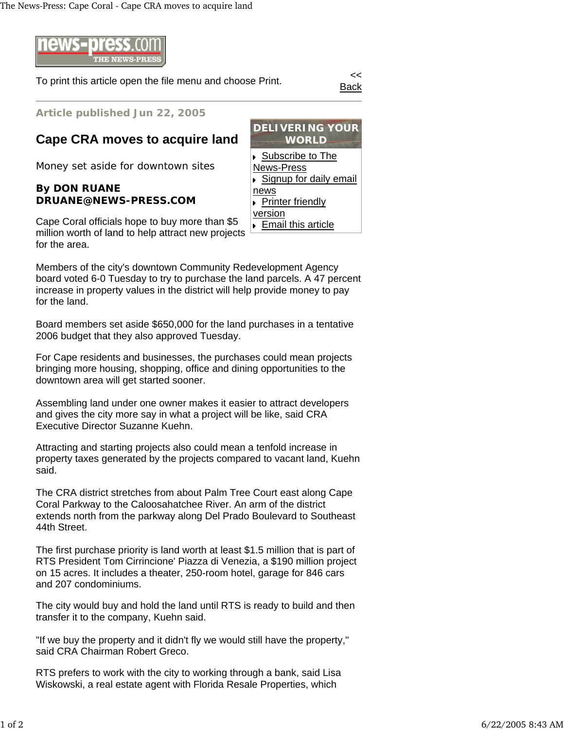To print this article open the file menu and choose Print.

<< Back

**Article published Jun 22, 2005**

# Cape CRA moves to acquire land

Money set aside for downtown sites

**By DON RUANE**
**DRUANE@NEWS-PRESS.COM**

**DELIVERING YOUR WORLD**

- Subscribe to The News-Press
- Signup for daily email news
- Printer friendly version
- Email this article

Cape Coral officials hope to buy more than $5 million worth of land to help attract new projects for the area.

Members of the city's downtown Community Redevelopment Agency board voted 6-0 Tuesday to try to purchase the land parcels. A 47 percent increase in property values in the district will help provide money to pay for the land.

Board members set aside $650,000 for the land purchases in a tentative 2006 budget that they also approved Tuesday.

For Cape residents and businesses, the purchases could mean projects bringing more housing, shopping, office and dining opportunities to the downtown area will get started sooner.

Assembling land under one owner makes it easier to attract developers and gives the city more say in what a project will be like, said CRA Executive Director Suzanne Kuehn.

Attracting and starting projects also could mean a tenfold increase in property taxes generated by the projects compared to vacant land, Kuehn said.

The CRA district stretches from about Palm Tree Court east along Cape Coral Parkway to the Caloosahatchee River. An arm of the district extends north from the parkway along Del Prado Boulevard to Southeast 44th Street.

The first purchase priority is land worth at least $1.5 million that is part of RTS President Tom Cirrincione' Piazza di Venezia, a $190 million project on 15 acres. It includes a theater, 250-room hotel, garage for 846 cars and 207 condominiums.

The city would buy and hold the land until RTS is ready to build and then transfer it to the company, Kuehn said.

"If we buy the property and it didn't fly we would still have the property," said CRA Chairman Robert Greco.

RTS prefers to work with the city to working through a bank, said Lisa Wiskowski, a real estate agent with Florida Resale Properties, which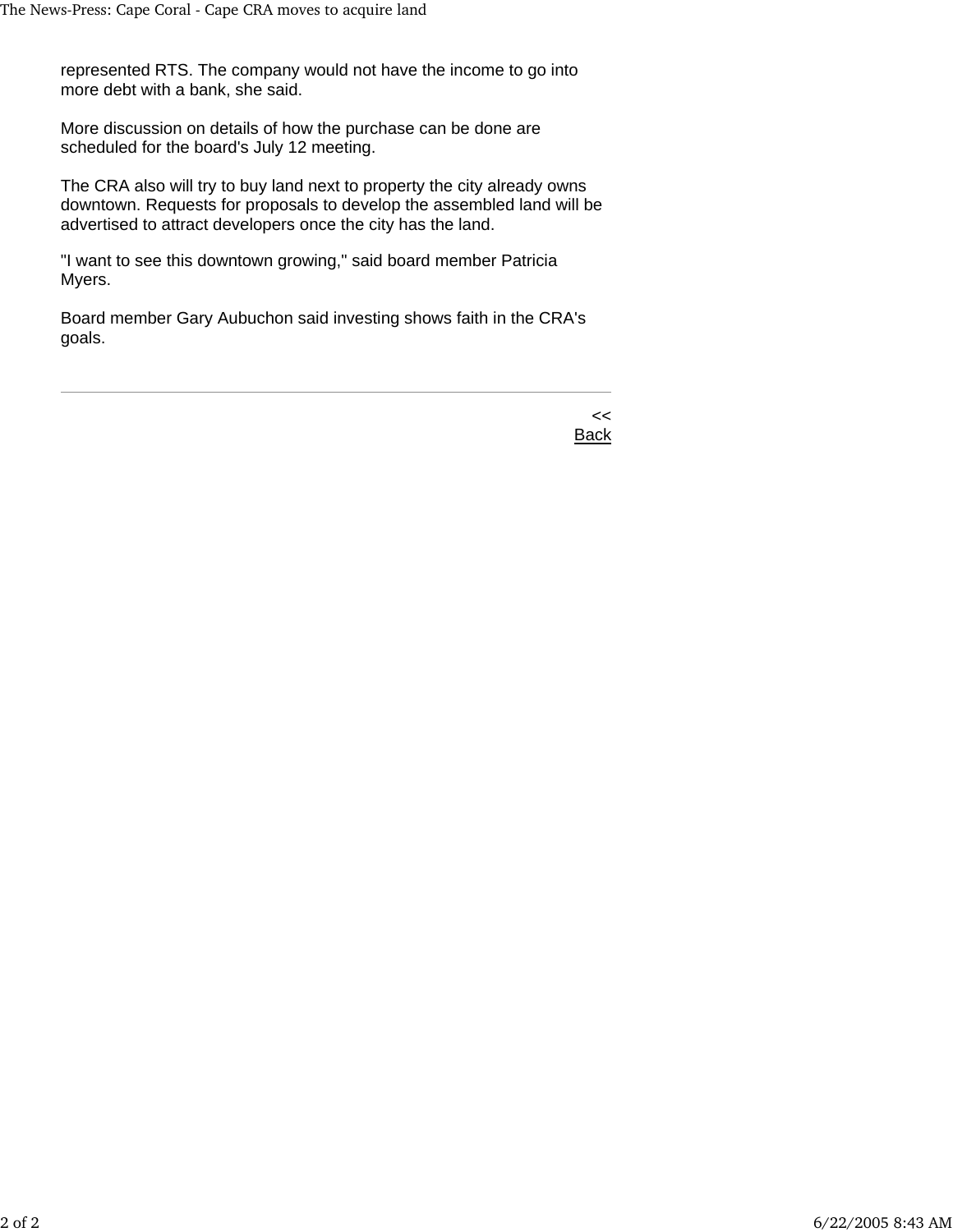represented RTS. The company would not have the income to go into more debt with a bank, she said.

More discussion on details of how the purchase can be done are scheduled for the board's July 12 meeting.

The CRA also will try to buy land next to property the city already owns downtown. Requests for proposals to develop the assembled land will be advertised to attract developers once the city has the land.

"I want to see this downtown growing," said board member Patricia Myers.

Board member Gary Aubuchon said investing shows faith in the CRA's goals.

---

<< Back